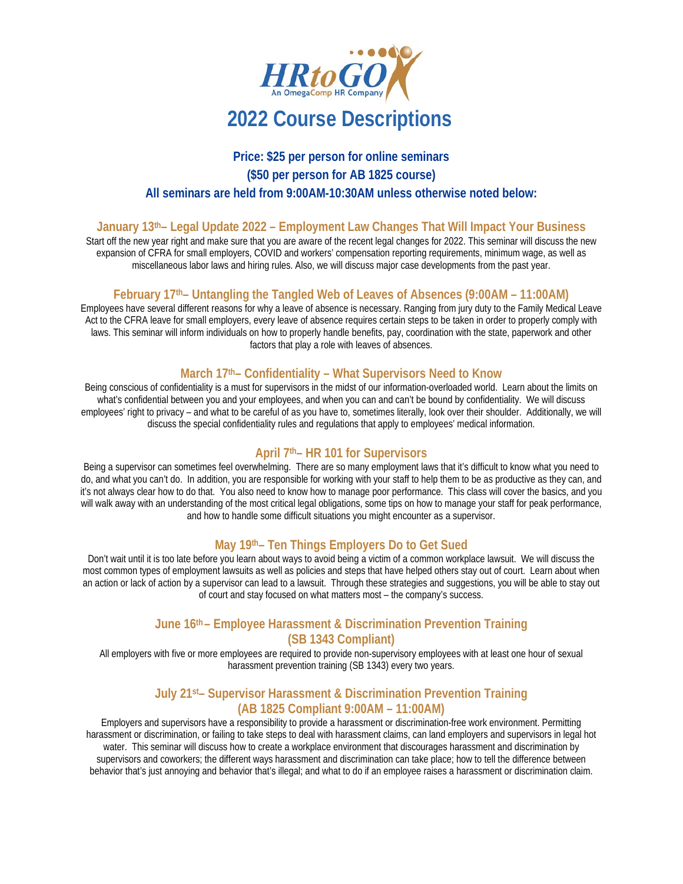HRtoGO
An OmegaComp HR Company

# 2022 Course Descriptions

**Price: $25 per person for online seminars**
**($50 per person for AB 1825 course)**
**All seminars are held from 9:00AM-10:30AM unless otherwise noted below:**

### January 13th– Legal Update 2022 – Employment Law Changes That Will Impact Your Business

Start off the new year right and make sure that you are aware of the recent legal changes for 2022. This seminar will discuss the new expansion of CFRA for small employers, COVID and workers' compensation reporting requirements, minimum wage, as well as miscellaneous labor laws and hiring rules. Also, we will discuss major case developments from the past year.

### February 17th– Untangling the Tangled Web of Leaves of Absences (9:00AM – 11:00AM)

Employees have several different reasons for why a leave of absence is necessary. Ranging from jury duty to the Family Medical Leave Act to the CFRA leave for small employers, every leave of absence requires certain steps to be taken in order to properly comply with laws. This seminar will inform individuals on how to properly handle benefits, pay, coordination with the state, paperwork and other factors that play a role with leaves of absences.

### March 17th– Confidentiality – What Supervisors Need to Know

Being conscious of confidentiality is a must for supervisors in the midst of our information-overloaded world. Learn about the limits on what's confidential between you and your employees, and when you can and can't be bound by confidentiality. We will discuss employees' right to privacy – and what to be careful of as you have to, sometimes literally, look over their shoulder. Additionally, we will discuss the special confidentiality rules and regulations that apply to employees' medical information.

### April 7th– HR 101 for Supervisors

Being a supervisor can sometimes feel overwhelming. There are so many employment laws that it's difficult to know what you need to do, and what you can't do. In addition, you are responsible for working with your staff to help them to be as productive as they can, and it's not always clear how to do that. You also need to know how to manage poor performance. This class will cover the basics, and you will walk away with an understanding of the most critical legal obligations, some tips on how to manage your staff for peak performance, and how to handle some difficult situations you might encounter as a supervisor.

### May 19th– Ten Things Employers Do to Get Sued

Don't wait until it is too late before you learn about ways to avoid being a victim of a common workplace lawsuit. We will discuss the most common types of employment lawsuits as well as policies and steps that have helped others stay out of court. Learn about when an action or lack of action by a supervisor can lead to a lawsuit. Through these strategies and suggestions, you will be able to stay out of court and stay focused on what matters most – the company's success.

### June 16th – Employee Harassment & Discrimination Prevention Training (SB 1343 Compliant)

All employers with five or more employees are required to provide non-supervisory employees with at least one hour of sexual harassment prevention training (SB 1343) every two years.

### July 21st– Supervisor Harassment & Discrimination Prevention Training (AB 1825 Compliant 9:00AM – 11:00AM)

Employers and supervisors have a responsibility to provide a harassment or discrimination-free work environment. Permitting harassment or discrimination, or failing to take steps to deal with harassment claims, can land employers and supervisors in legal hot water. This seminar will discuss how to create a workplace environment that discourages harassment and discrimination by supervisors and coworkers; the different ways harassment and discrimination can take place; how to tell the difference between behavior that's just annoying and behavior that's illegal; and what to do if an employee raises a harassment or discrimination claim.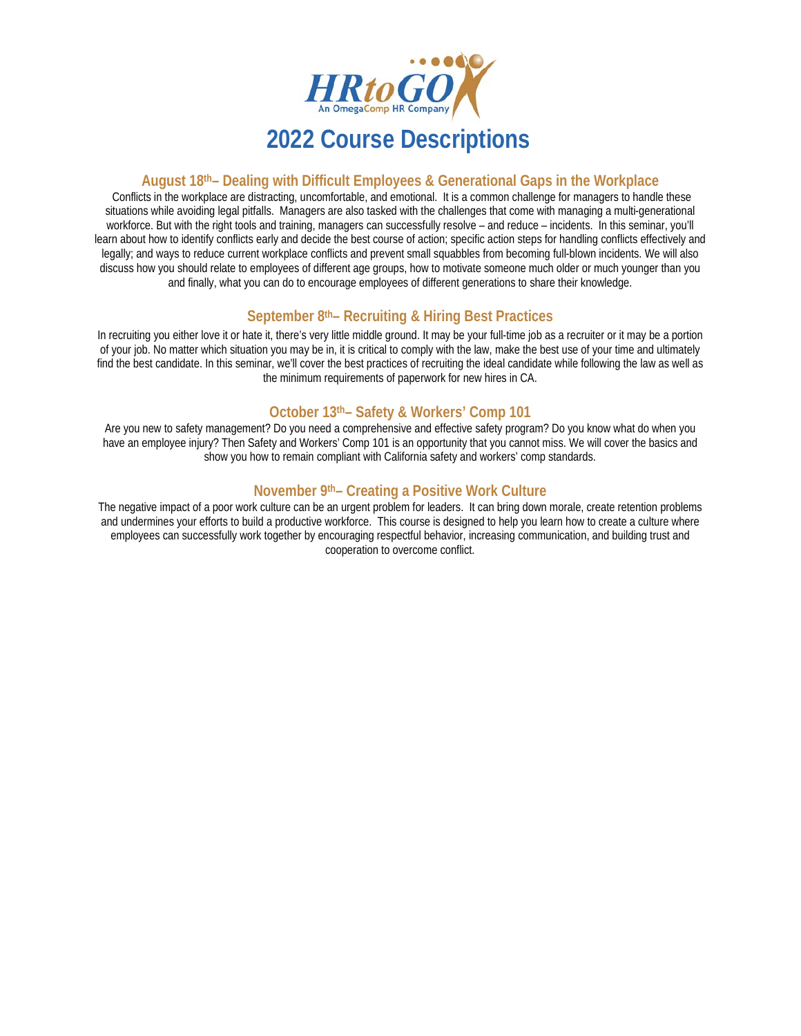HRtoGO
An OmegaComp HR Company

# 2022 Course Descriptions

## August 18th– Dealing with Difficult Employees & Generational Gaps in the Workplace

Conflicts in the workplace are distracting, uncomfortable, and emotional. It is a common challenge for managers to handle these situations while avoiding legal pitfalls. Managers are also tasked with the challenges that come with managing a multi-generational workforce. But with the right tools and training, managers can successfully resolve – and reduce – incidents. In this seminar, you'll learn about how to identify conflicts early and decide the best course of action; specific action steps for handling conflicts effectively and legally; and ways to reduce current workplace conflicts and prevent small squabbles from becoming full-blown incidents. We will also discuss how you should relate to employees of different age groups, how to motivate someone much older or much younger than you and finally, what you can do to encourage employees of different generations to share their knowledge.

## September 8th– Recruiting & Hiring Best Practices

In recruiting you either love it or hate it, there's very little middle ground. It may be your full-time job as a recruiter or it may be a portion of your job. No matter which situation you may be in, it is critical to comply with the law, make the best use of your time and ultimately find the best candidate. In this seminar, we'll cover the best practices of recruiting the ideal candidate while following the law as well as the minimum requirements of paperwork for new hires in CA.

## October 13th– Safety & Workers' Comp 101

Are you new to safety management? Do you need a comprehensive and effective safety program? Do you know what do when you have an employee injury? Then Safety and Workers' Comp 101 is an opportunity that you cannot miss. We will cover the basics and show you how to remain compliant with California safety and workers' comp standards.

## November 9th– Creating a Positive Work Culture

The negative impact of a poor work culture can be an urgent problem for leaders. It can bring down morale, create retention problems and undermines your efforts to build a productive workforce. This course is designed to help you learn how to create a culture where employees can successfully work together by encouraging respectful behavior, increasing communication, and building trust and cooperation to overcome conflict.